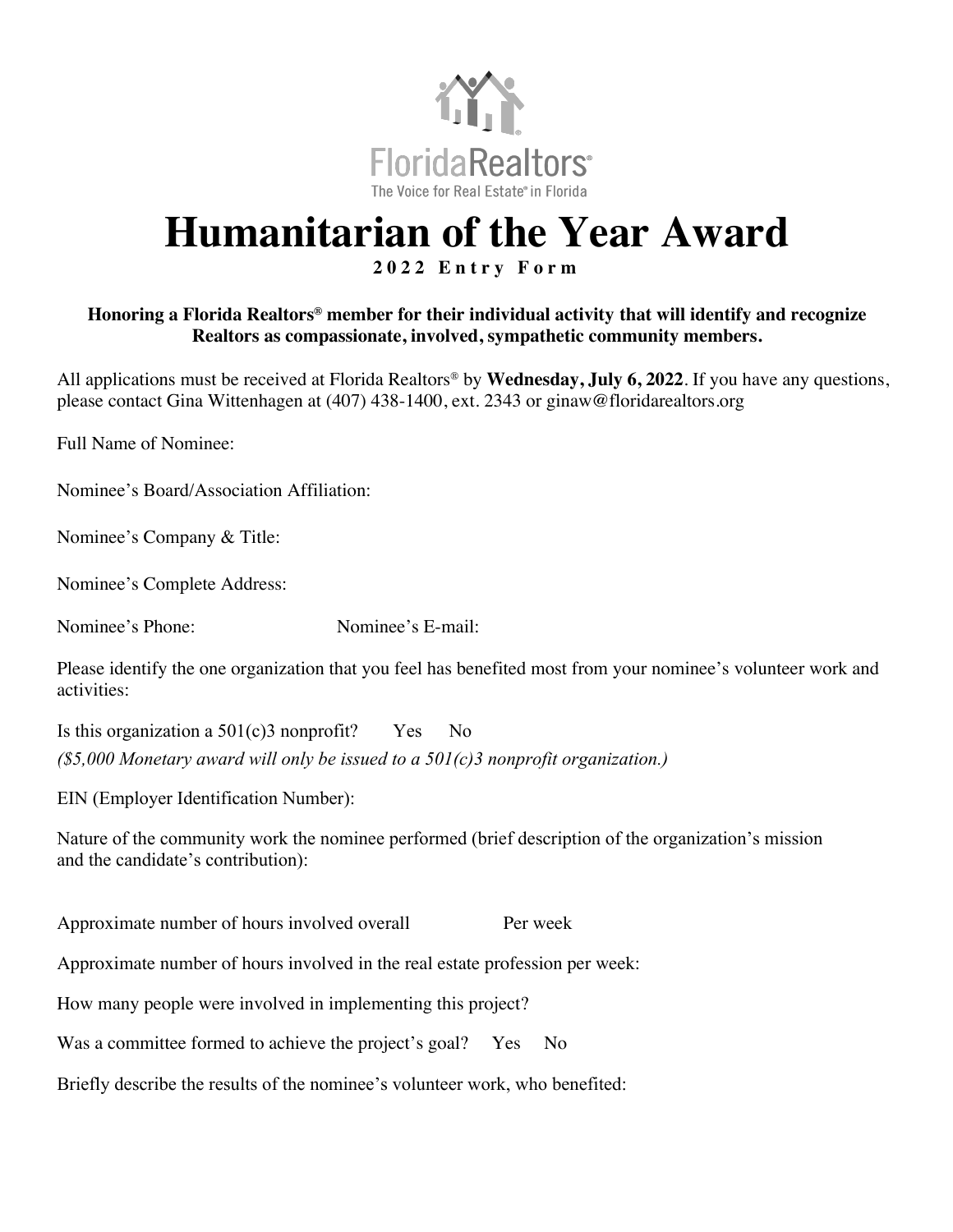FloridaRealtors®
The Voice for Real Estate® in Florida

# Humanitarian of the Year Award

**2022 Entry Form**

**Honoring a Florida Realtors® member for their individual activity that will identify and recognize Realtors as compassionate, involved, sympathetic community members.**

All applications must be received at Florida Realtors® by **Wednesday, July 6, 2022**. If you have any questions, please contact Gina Wittenhagen at (407) 438-1400, ext. 2343 or ginaw@floridarealtors.org

Full Name of Nominee:

Nominee's Board/Association Affiliation:

Nominee's Company & Title:

Nominee's Complete Address:

Nominee's Phone: Nominee's E-mail:

Please identify the one organization that you feel has benefited most from your nominee's volunteer work and activities:

Is this organization a 501(c)3 nonprofit? Yes No

*($5,000 Monetary award will only be issued to a 501(c)3 nonprofit organization.)*

EIN (Employer Identification Number):

Nature of the community work the nominee performed (brief description of the organization's mission and the candidate's contribution):

Approximate number of hours involved overall Per week

Approximate number of hours involved in the real estate profession per week:

How many people were involved in implementing this project?

Was a committee formed to achieve the project's goal? Yes No

Briefly describe the results of the nominee's volunteer work, who benefited: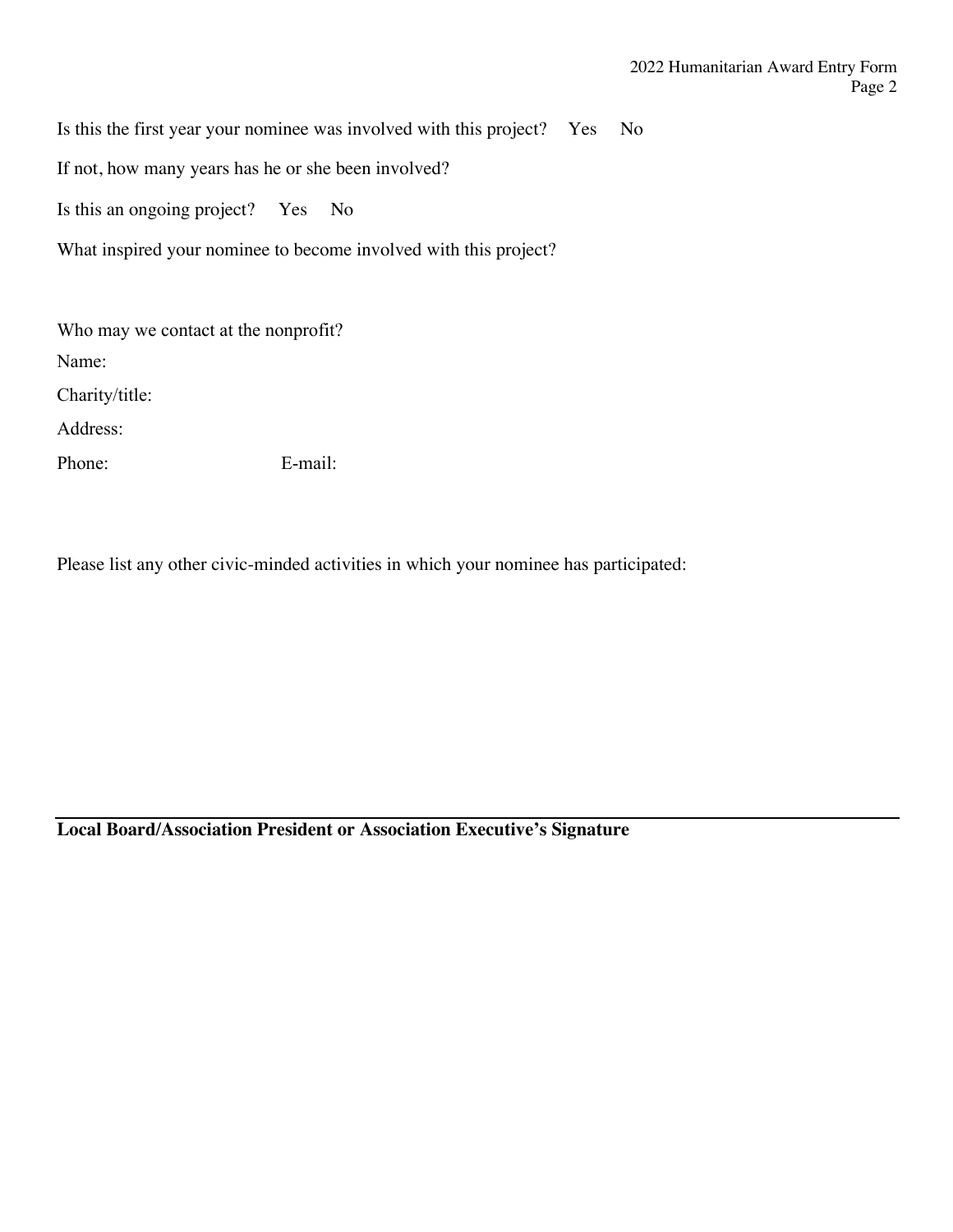Is this the first year your nominee was involved with this project? Yes No

If not, how many years has he or she been involved?

Is this an ongoing project? Yes No

What inspired your nominee to become involved with this project?

Who may we contact at the nonprofit?

Name:

Charity/title:

Address:

Phone: E-mail:

Please list any other civic-minded activities in which your nominee has participated:

---

**Local Board/Association President or Association Executive's Signature**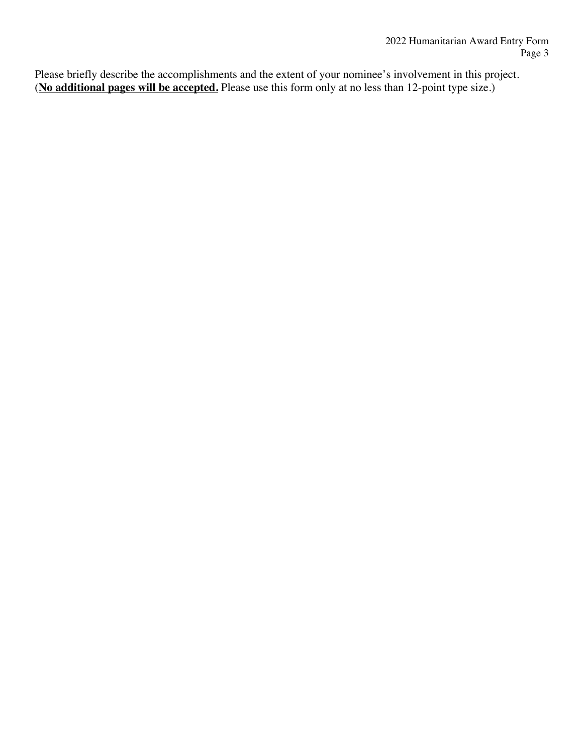Please briefly describe the accomplishments and the extent of your nominee's involvement in this project. (**<u>No additional pages will be accepted.</u>** Please use this form only at no less than 12-point type size.)